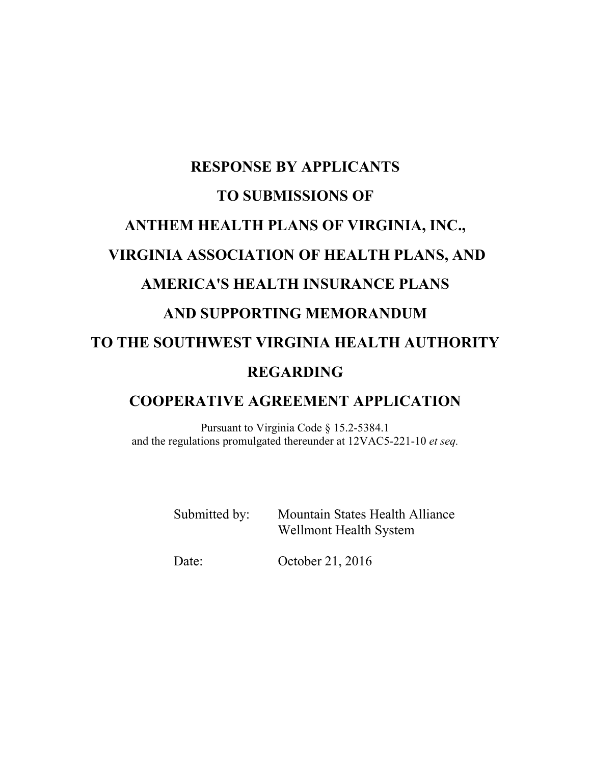# RESPONSE BY APPLICANTS TO SUBMISSIONS OF ANTHEM HEALTH PLANS OF VIRGINIA, INC., VIRGINIA ASSOCIATION OF HEALTH PLANS, AND AMERICA'S HEALTH INSURANCE PLANS AND SUPPORTING MEMORANDUM TO THE SOUTHWEST VIRGINIA HEALTH AUTHORITY REGARDING COOPERATIVE AGREEMENT APPLICATION

Pursuant to Virginia Code § 15.2-5384.1
and the regulations promulgated thereunder at 12VAC5-221-10 *et seq.*

Submitted by: Mountain States Health Alliance
Wellmont Health System

Date: October 21, 2016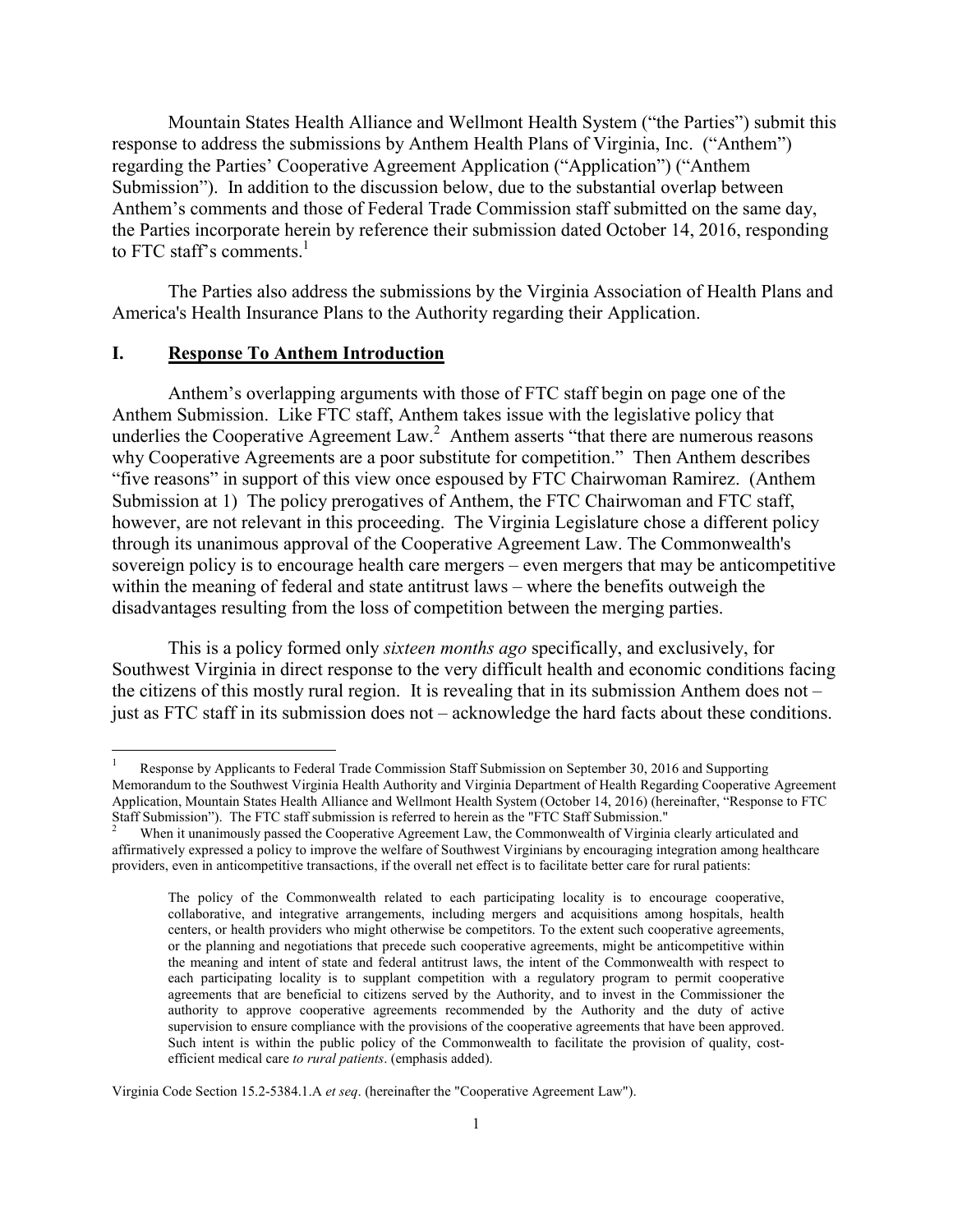Mountain States Health Alliance and Wellmont Health System ("the Parties") submit this response to address the submissions by Anthem Health Plans of Virginia, Inc. ("Anthem") regarding the Parties' Cooperative Agreement Application ("Application") ("Anthem Submission"). In addition to the discussion below, due to the substantial overlap between Anthem's comments and those of Federal Trade Commission staff submitted on the same day, the Parties incorporate herein by reference their submission dated October 14, 2016, responding to FTC staff's comments.[1]

The Parties also address the submissions by the Virginia Association of Health Plans and America's Health Insurance Plans to the Authority regarding their Application.

## I. Response To Anthem Introduction

Anthem's overlapping arguments with those of FTC staff begin on page one of the Anthem Submission. Like FTC staff, Anthem takes issue with the legislative policy that underlies the Cooperative Agreement Law.[2] Anthem asserts "that there are numerous reasons why Cooperative Agreements are a poor substitute for competition." Then Anthem describes "five reasons" in support of this view once espoused by FTC Chairwoman Ramirez. (Anthem Submission at 1) The policy prerogatives of Anthem, the FTC Chairwoman and FTC staff, however, are not relevant in this proceeding. The Virginia Legislature chose a different policy through its unanimous approval of the Cooperative Agreement Law. The Commonwealth's sovereign policy is to encourage health care mergers – even mergers that may be anticompetitive within the meaning of federal and state antitrust laws – where the benefits outweigh the disadvantages resulting from the loss of competition between the merging parties.

This is a policy formed only *sixteen months ago* specifically, and exclusively, for Southwest Virginia in direct response to the very difficult health and economic conditions facing the citizens of this mostly rural region. It is revealing that in its submission Anthem does not – just as FTC staff in its submission does not – acknowledge the hard facts about these conditions.

---

[1] Response by Applicants to Federal Trade Commission Staff Submission on September 30, 2016 and Supporting Memorandum to the Southwest Virginia Health Authority and Virginia Department of Health Regarding Cooperative Agreement Application, Mountain States Health Alliance and Wellmont Health System (October 14, 2016) (hereinafter, "Response to FTC Staff Submission"). The FTC staff submission is referred to herein as the "FTC Staff Submission."

[2] When it unanimously passed the Cooperative Agreement Law, the Commonwealth of Virginia clearly articulated and affirmatively expressed a policy to improve the welfare of Southwest Virginians by encouraging integration among healthcare providers, even in anticompetitive transactions, if the overall net effect is to facilitate better care for rural patients:

> The policy of the Commonwealth related to each participating locality is to encourage cooperative, collaborative, and integrative arrangements, including mergers and acquisitions among hospitals, health centers, or health providers who might otherwise be competitors. To the extent such cooperative agreements, or the planning and negotiations that precede such cooperative agreements, might be anticompetitive within the meaning and intent of state and federal antitrust laws, the intent of the Commonwealth with respect to each participating locality is to supplant competition with a regulatory program to permit cooperative agreements that are beneficial to citizens served by the Authority, and to invest in the Commissioner the authority to approve cooperative agreements recommended by the Authority and the duty of active supervision to ensure compliance with the provisions of the cooperative agreements that have been approved. Such intent is within the public policy of the Commonwealth to facilitate the provision of quality, cost-efficient medical care *to rural patients*. (emphasis added).

Virginia Code Section 15.2-5384.1.A *et seq*. (hereinafter the "Cooperative Agreement Law").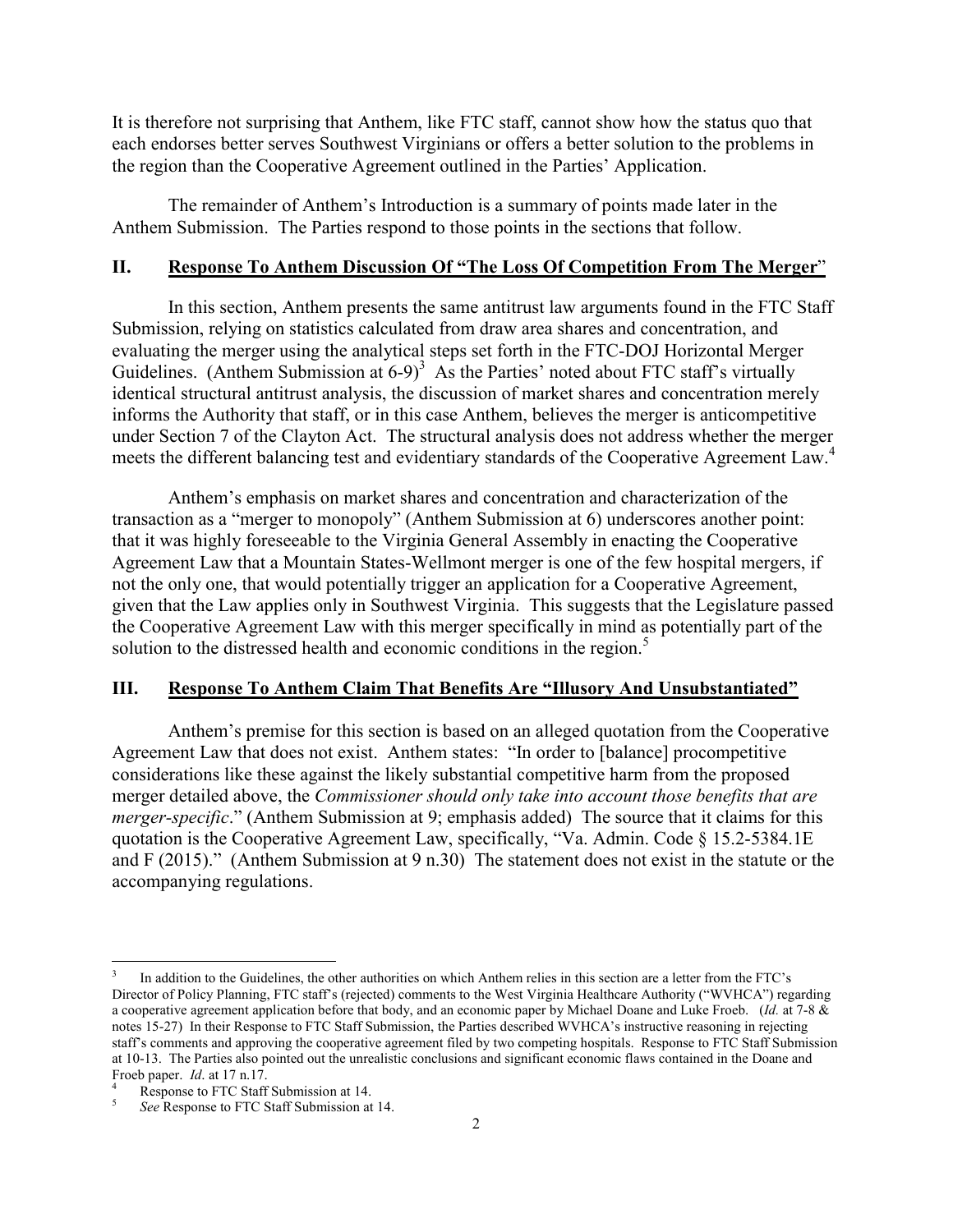It is therefore not surprising that Anthem, like FTC staff, cannot show how the status quo that each endorses better serves Southwest Virginians or offers a better solution to the problems in the region than the Cooperative Agreement outlined in the Parties' Application.

The remainder of Anthem's Introduction is a summary of points made later in the Anthem Submission. The Parties respond to those points in the sections that follow.

## II. Response To Anthem Discussion Of "The Loss Of Competition From The Merger"

In this section, Anthem presents the same antitrust law arguments found in the FTC Staff Submission, relying on statistics calculated from draw area shares and concentration, and evaluating the merger using the analytical steps set forth in the FTC-DOJ Horizontal Merger Guidelines. (Anthem Submission at 6-9)[3] As the Parties' noted about FTC staff's virtually identical structural antitrust analysis, the discussion of market shares and concentration merely informs the Authority that staff, or in this case Anthem, believes the merger is anticompetitive under Section 7 of the Clayton Act. The structural analysis does not address whether the merger meets the different balancing test and evidentiary standards of the Cooperative Agreement Law.[4]

Anthem's emphasis on market shares and concentration and characterization of the transaction as a "merger to monopoly" (Anthem Submission at 6) underscores another point: that it was highly foreseeable to the Virginia General Assembly in enacting the Cooperative Agreement Law that a Mountain States-Wellmont merger is one of the few hospital mergers, if not the only one, that would potentially trigger an application for a Cooperative Agreement, given that the Law applies only in Southwest Virginia. This suggests that the Legislature passed the Cooperative Agreement Law with this merger specifically in mind as potentially part of the solution to the distressed health and economic conditions in the region.[5]

## III. Response To Anthem Claim That Benefits Are "Illusory And Unsubstantiated"

Anthem's premise for this section is based on an alleged quotation from the Cooperative Agreement Law that does not exist. Anthem states: "In order to [balance] procompetitive considerations like these against the likely substantial competitive harm from the proposed merger detailed above, the *Commissioner should only take into account those benefits that are merger-specific*." (Anthem Submission at 9; emphasis added) The source that it claims for this quotation is the Cooperative Agreement Law, specifically, "Va. Admin. Code § 15.2-5384.1E and F (2015)." (Anthem Submission at 9 n.30) The statement does not exist in the statute or the accompanying regulations.

---

[3] In addition to the Guidelines, the other authorities on which Anthem relies in this section are a letter from the FTC's Director of Policy Planning, FTC staff's (rejected) comments to the West Virginia Healthcare Authority ("WVHCA") regarding a cooperative agreement application before that body, and an economic paper by Michael Doane and Luke Froeb. (*Id.* at 7-8 & notes 15-27) In their Response to FTC Staff Submission, the Parties described WVHCA's instructive reasoning in rejecting staff's comments and approving the cooperative agreement filed by two competing hospitals. Response to FTC Staff Submission at 10-13. The Parties also pointed out the unrealistic conclusions and significant economic flaws contained in the Doane and Froeb paper. *Id*. at 17 n.17.

[4] Response to FTC Staff Submission at 14.

[5] *See* Response to FTC Staff Submission at 14.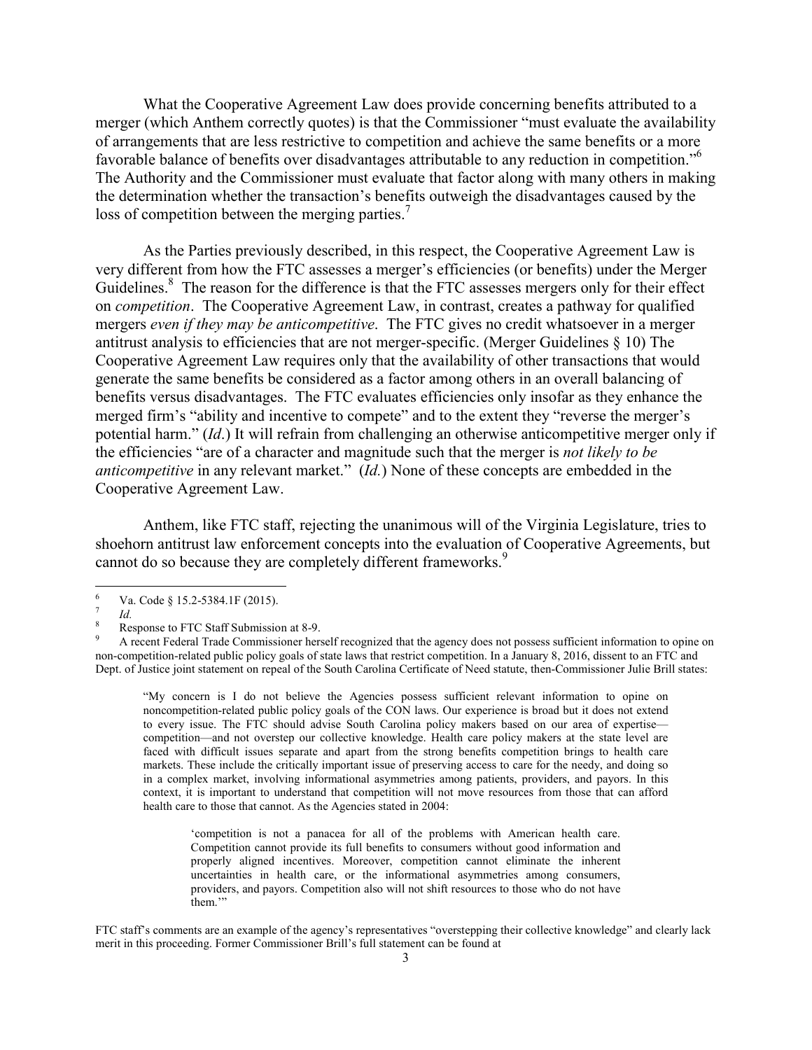What the Cooperative Agreement Law does provide concerning benefits attributed to a merger (which Anthem correctly quotes) is that the Commissioner "must evaluate the availability of arrangements that are less restrictive to competition and achieve the same benefits or a more favorable balance of benefits over disadvantages attributable to any reduction in competition."[6] The Authority and the Commissioner must evaluate that factor along with many others in making the determination whether the transaction's benefits outweigh the disadvantages caused by the loss of competition between the merging parties.[7]

As the Parties previously described, in this respect, the Cooperative Agreement Law is very different from how the FTC assesses a merger's efficiencies (or benefits) under the Merger Guidelines.[8] The reason for the difference is that the FTC assesses mergers only for their effect on *competition*. The Cooperative Agreement Law, in contrast, creates a pathway for qualified mergers *even if they may be anticompetitive*. The FTC gives no credit whatsoever in a merger antitrust analysis to efficiencies that are not merger-specific. (Merger Guidelines § 10) The Cooperative Agreement Law requires only that the availability of other transactions that would generate the same benefits be considered as a factor among others in an overall balancing of benefits versus disadvantages. The FTC evaluates efficiencies only insofar as they enhance the merged firm's "ability and incentive to compete" and to the extent they "reverse the merger's potential harm." (*Id*.) It will refrain from challenging an otherwise anticompetitive merger only if the efficiencies "are of a character and magnitude such that the merger is *not likely to be anticompetitive* in any relevant market." (*Id.*) None of these concepts are embedded in the Cooperative Agreement Law.

Anthem, like FTC staff, rejecting the unanimous will of the Virginia Legislature, tries to shoehorn antitrust law enforcement concepts into the evaluation of Cooperative Agreements, but cannot do so because they are completely different frameworks.[9]

---

[6] Va. Code § 15.2-5384.1F (2015).

[7] *Id.*

[8] Response to FTC Staff Submission at 8-9.

[9] A recent Federal Trade Commissioner herself recognized that the agency does not possess sufficient information to opine on non-competition-related public policy goals of state laws that restrict competition. In a January 8, 2016, dissent to an FTC and Dept. of Justice joint statement on repeal of the South Carolina Certificate of Need statute, then-Commissioner Julie Brill states:

> "My concern is I do not believe the Agencies possess sufficient relevant information to opine on noncompetition-related public policy goals of the CON laws. Our experience is broad but it does not extend to every issue. The FTC should advise South Carolina policy makers based on our area of expertise—competition—and not overstep our collective knowledge. Health care policy makers at the state level are faced with difficult issues separate and apart from the strong benefits competition brings to health care markets. These include the critically important issue of preserving access to care for the needy, and doing so in a complex market, involving informational asymmetries among patients, providers, and payors. In this context, it is important to understand that competition will not move resources from those that can afford health care to those that cannot. As the Agencies stated in 2004:
>
> > 'competition is not a panacea for all of the problems with American health care. Competition cannot provide its full benefits to consumers without good information and properly aligned incentives. Moreover, competition cannot eliminate the inherent uncertainties in health care, or the informational asymmetries among consumers, providers, and payors. Competition also will not shift resources to those who do not have them.'"

FTC staff's comments are an example of the agency's representatives "overstepping their collective knowledge" and clearly lack merit in this proceeding. Former Commissioner Brill's full statement can be found at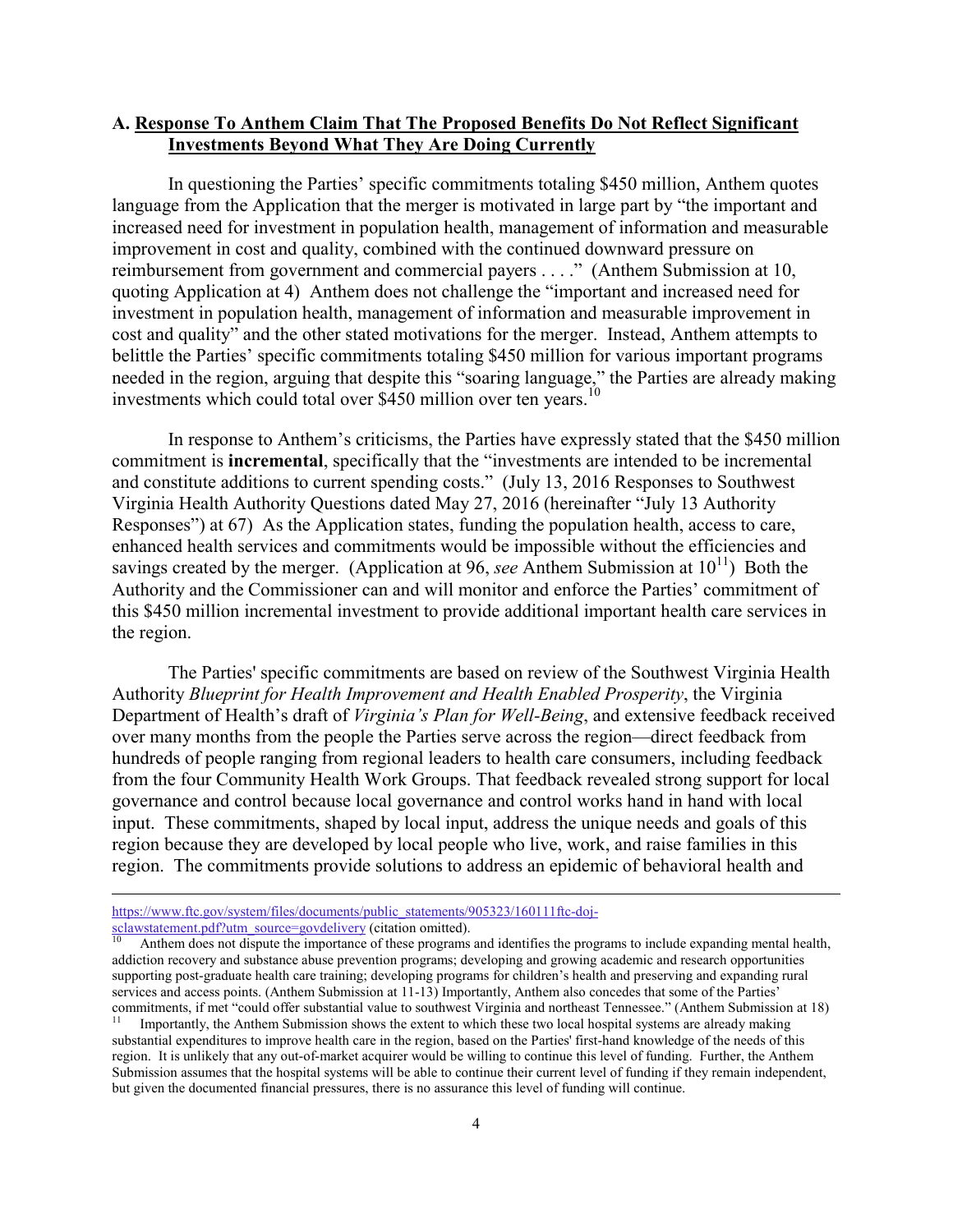### A. Response To Anthem Claim That The Proposed Benefits Do Not Reflect Significant Investments Beyond What They Are Doing Currently

In questioning the Parties' specific commitments totaling $450 million, Anthem quotes language from the Application that the merger is motivated in large part by "the important and increased need for investment in population health, management of information and measurable improvement in cost and quality, combined with the continued downward pressure on reimbursement from government and commercial payers . . . ." (Anthem Submission at 10, quoting Application at 4) Anthem does not challenge the "important and increased need for investment in population health, management of information and measurable improvement in cost and quality" and the other stated motivations for the merger. Instead, Anthem attempts to belittle the Parties' specific commitments totaling $450 million for various important programs needed in the region, arguing that despite this "soaring language," the Parties are already making investments which could total over $450 million over ten years.[10]

In response to Anthem's criticisms, the Parties have expressly stated that the $450 million commitment is **incremental**, specifically that the "investments are intended to be incremental and constitute additions to current spending costs." (July 13, 2016 Responses to Southwest Virginia Health Authority Questions dated May 27, 2016 (hereinafter "July 13 Authority Responses") at 67) As the Application states, funding the population health, access to care, enhanced health services and commitments would be impossible without the efficiencies and savings created by the merger. (Application at 96, *see* Anthem Submission at 10[11]) Both the Authority and the Commissioner can and will monitor and enforce the Parties' commitment of this $450 million incremental investment to provide additional important health care services in the region.

The Parties' specific commitments are based on review of the Southwest Virginia Health Authority *Blueprint for Health Improvement and Health Enabled Prosperity*, the Virginia Department of Health's draft of *Virginia's Plan for Well-Being*, and extensive feedback received over many months from the people the Parties serve across the region—direct feedback from hundreds of people ranging from regional leaders to health care consumers, including feedback from the four Community Health Work Groups. That feedback revealed strong support for local governance and control because local governance and control works hand in hand with local input. These commitments, shaped by local input, address the unique needs and goals of this region because they are developed by local people who live, work, and raise families in this region. The commitments provide solutions to address an epidemic of behavioral health and

---

https://www.ftc.gov/system/files/documents/public_statements/905323/160111ftc-doj-sclawstatement.pdf?utm_source=govdelivery (citation omitted).

[10] Anthem does not dispute the importance of these programs and identifies the programs to include expanding mental health, addiction recovery and substance abuse prevention programs; developing and growing academic and research opportunities supporting post-graduate health care training; developing programs for children's health and preserving and expanding rural services and access points. (Anthem Submission at 11-13) Importantly, Anthem also concedes that some of the Parties' commitments, if met "could offer substantial value to southwest Virginia and northeast Tennessee." (Anthem Submission at 18)

[11] Importantly, the Anthem Submission shows the extent to which these two local hospital systems are already making substantial expenditures to improve health care in the region, based on the Parties' first-hand knowledge of the needs of this region. It is unlikely that any out-of-market acquirer would be willing to continue this level of funding. Further, the Anthem Submission assumes that the hospital systems will be able to continue their current level of funding if they remain independent, but given the documented financial pressures, there is no assurance this level of funding will continue.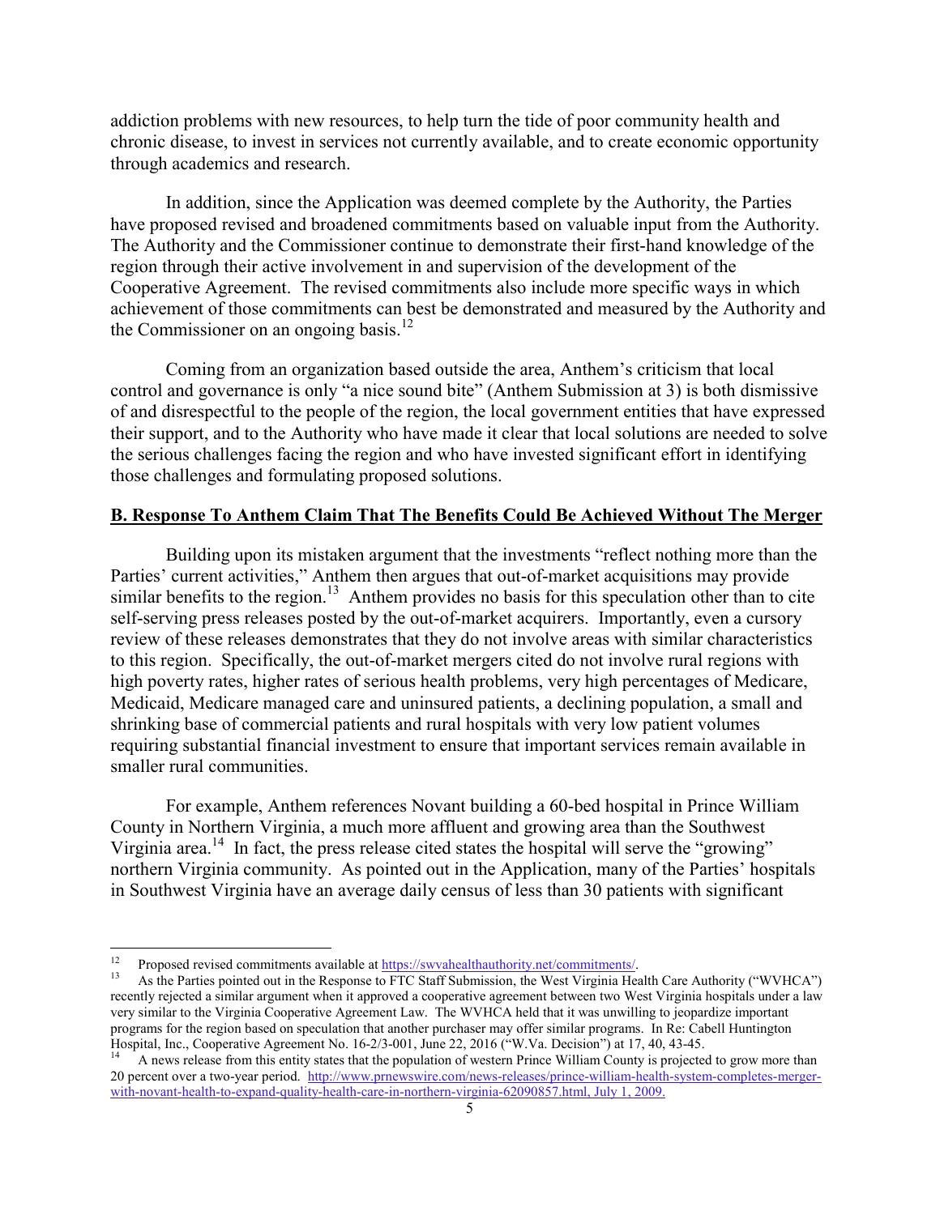addiction problems with new resources, to help turn the tide of poor community health and chronic disease, to invest in services not currently available, and to create economic opportunity through academics and research.

In addition, since the Application was deemed complete by the Authority, the Parties have proposed revised and broadened commitments based on valuable input from the Authority. The Authority and the Commissioner continue to demonstrate their first-hand knowledge of the region through their active involvement in and supervision of the development of the Cooperative Agreement. The revised commitments also include more specific ways in which achievement of those commitments can best be demonstrated and measured by the Authority and the Commissioner on an ongoing basis.[12]

Coming from an organization based outside the area, Anthem's criticism that local control and governance is only "a nice sound bite" (Anthem Submission at 3) is both dismissive of and disrespectful to the people of the region, the local government entities that have expressed their support, and to the Authority who have made it clear that local solutions are needed to solve the serious challenges facing the region and who have invested significant effort in identifying those challenges and formulating proposed solutions.

## B. Response To Anthem Claim That The Benefits Could Be Achieved Without The Merger

Building upon its mistaken argument that the investments "reflect nothing more than the Parties' current activities," Anthem then argues that out-of-market acquisitions may provide similar benefits to the region.[13] Anthem provides no basis for this speculation other than to cite self-serving press releases posted by the out-of-market acquirers. Importantly, even a cursory review of these releases demonstrates that they do not involve areas with similar characteristics to this region. Specifically, the out-of-market mergers cited do not involve rural regions with high poverty rates, higher rates of serious health problems, very high percentages of Medicare, Medicaid, Medicare managed care and uninsured patients, a declining population, a small and shrinking base of commercial patients and rural hospitals with very low patient volumes requiring substantial financial investment to ensure that important services remain available in smaller rural communities.

For example, Anthem references Novant building a 60-bed hospital in Prince William County in Northern Virginia, a much more affluent and growing area than the Southwest Virginia area.[14] In fact, the press release cited states the hospital will serve the "growing" northern Virginia community. As pointed out in the Application, many of the Parties' hospitals in Southwest Virginia have an average daily census of less than 30 patients with significant

---

[12] Proposed revised commitments available at https://swvahealthauthority.net/commitments/.

[13] As the Parties pointed out in the Response to FTC Staff Submission, the West Virginia Health Care Authority ("WVHCA") recently rejected a similar argument when it approved a cooperative agreement between two West Virginia hospitals under a law very similar to the Virginia Cooperative Agreement Law. The WVHCA held that it was unwilling to jeopardize important programs for the region based on speculation that another purchaser may offer similar programs. In Re: Cabell Huntington Hospital, Inc., Cooperative Agreement No. 16-2/3-001, June 22, 2016 ("W.Va. Decision") at 17, 40, 43-45.

[14] A news release from this entity states that the population of western Prince William County is projected to grow more than 20 percent over a two-year period. http://www.prnewswire.com/news-releases/prince-william-health-system-completes-merger-with-novant-health-to-expand-quality-health-care-in-northern-virginia-62090857.html, July 1, 2009.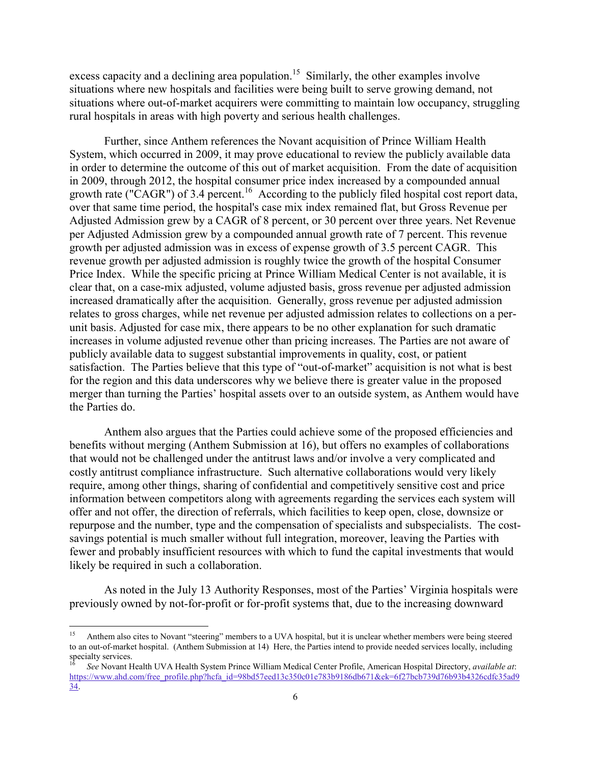excess capacity and a declining area population.[15] Similarly, the other examples involve situations where new hospitals and facilities were being built to serve growing demand, not situations where out-of-market acquirers were committing to maintain low occupancy, struggling rural hospitals in areas with high poverty and serious health challenges.

Further, since Anthem references the Novant acquisition of Prince William Health System, which occurred in 2009, it may prove educational to review the publicly available data in order to determine the outcome of this out of market acquisition. From the date of acquisition in 2009, through 2012, the hospital consumer price index increased by a compounded annual growth rate ("CAGR") of 3.4 percent.[16] According to the publicly filed hospital cost report data, over that same time period, the hospital's case mix index remained flat, but Gross Revenue per Adjusted Admission grew by a CAGR of 8 percent, or 30 percent over three years. Net Revenue per Adjusted Admission grew by a compounded annual growth rate of 7 percent. This revenue growth per adjusted admission was in excess of expense growth of 3.5 percent CAGR. This revenue growth per adjusted admission is roughly twice the growth of the hospital Consumer Price Index. While the specific pricing at Prince William Medical Center is not available, it is clear that, on a case-mix adjusted, volume adjusted basis, gross revenue per adjusted admission increased dramatically after the acquisition. Generally, gross revenue per adjusted admission relates to gross charges, while net revenue per adjusted admission relates to collections on a per-unit basis. Adjusted for case mix, there appears to be no other explanation for such dramatic increases in volume adjusted revenue other than pricing increases. The Parties are not aware of publicly available data to suggest substantial improvements in quality, cost, or patient satisfaction. The Parties believe that this type of "out-of-market" acquisition is not what is best for the region and this data underscores why we believe there is greater value in the proposed merger than turning the Parties' hospital assets over to an outside system, as Anthem would have the Parties do.

Anthem also argues that the Parties could achieve some of the proposed efficiencies and benefits without merging (Anthem Submission at 16), but offers no examples of collaborations that would not be challenged under the antitrust laws and/or involve a very complicated and costly antitrust compliance infrastructure. Such alternative collaborations would very likely require, among other things, sharing of confidential and competitively sensitive cost and price information between competitors along with agreements regarding the services each system will offer and not offer, the direction of referrals, which facilities to keep open, close, downsize or repurpose and the number, type and the compensation of specialists and subspecialists. The cost-savings potential is much smaller without full integration, moreover, leaving the Parties with fewer and probably insufficient resources with which to fund the capital investments that would likely be required in such a collaboration.

As noted in the July 13 Authority Responses, most of the Parties' Virginia hospitals were previously owned by not-for-profit or for-profit systems that, due to the increasing downward

---

[15] Anthem also cites to Novant "steering" members to a UVA hospital, but it is unclear whether members were being steered to an out-of-market hospital. (Anthem Submission at 14) Here, the Parties intend to provide needed services locally, including specialty services.

[16] *See* Novant Health UVA Health System Prince William Medical Center Profile, American Hospital Directory, *available at*: https://www.ahd.com/free_profile.php?hcfa_id=98bd57eed13c350c01e783b9186db671&ek=6f27bcb739d76b93b4326cdfc35ad934.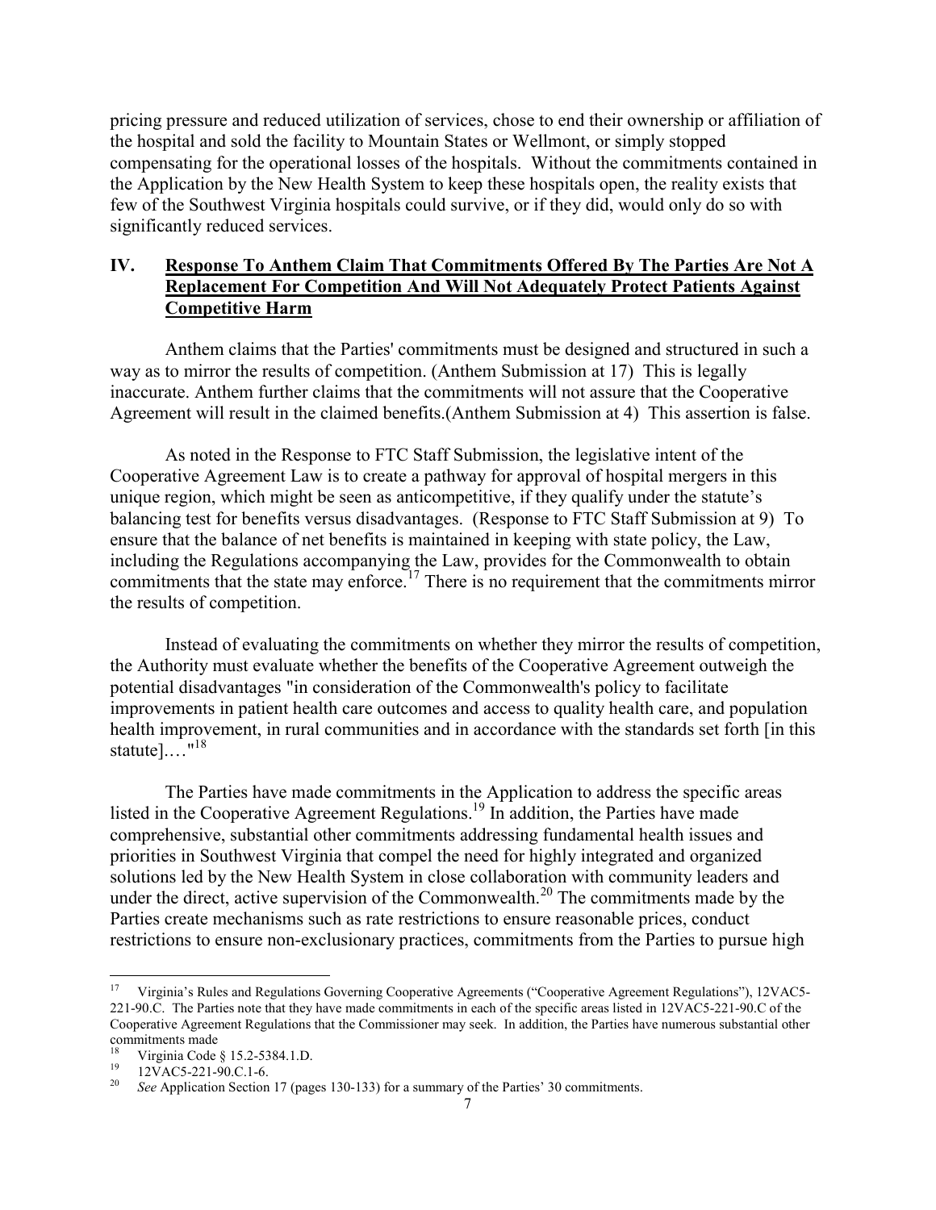pricing pressure and reduced utilization of services, chose to end their ownership or affiliation of the hospital and sold the facility to Mountain States or Wellmont, or simply stopped compensating for the operational losses of the hospitals. Without the commitments contained in the Application by the New Health System to keep these hospitals open, the reality exists that few of the Southwest Virginia hospitals could survive, or if they did, would only do so with significantly reduced services.

## IV. Response To Anthem Claim That Commitments Offered By The Parties Are Not A Replacement For Competition And Will Not Adequately Protect Patients Against Competitive Harm

Anthem claims that the Parties' commitments must be designed and structured in such a way as to mirror the results of competition. (Anthem Submission at 17) This is legally inaccurate. Anthem further claims that the commitments will not assure that the Cooperative Agreement will result in the claimed benefits.(Anthem Submission at 4) This assertion is false.

As noted in the Response to FTC Staff Submission, the legislative intent of the Cooperative Agreement Law is to create a pathway for approval of hospital mergers in this unique region, which might be seen as anticompetitive, if they qualify under the statute's balancing test for benefits versus disadvantages. (Response to FTC Staff Submission at 9) To ensure that the balance of net benefits is maintained in keeping with state policy, the Law, including the Regulations accompanying the Law, provides for the Commonwealth to obtain commitments that the state may enforce.[17] There is no requirement that the commitments mirror the results of competition.

Instead of evaluating the commitments on whether they mirror the results of competition, the Authority must evaluate whether the benefits of the Cooperative Agreement outweigh the potential disadvantages "in consideration of the Commonwealth's policy to facilitate improvements in patient health care outcomes and access to quality health care, and population health improvement, in rural communities and in accordance with the standards set forth [in this statute]...."[18]

The Parties have made commitments in the Application to address the specific areas listed in the Cooperative Agreement Regulations.[19] In addition, the Parties have made comprehensive, substantial other commitments addressing fundamental health issues and priorities in Southwest Virginia that compel the need for highly integrated and organized solutions led by the New Health System in close collaboration with community leaders and under the direct, active supervision of the Commonwealth.[20] The commitments made by the Parties create mechanisms such as rate restrictions to ensure reasonable prices, conduct restrictions to ensure non-exclusionary practices, commitments from the Parties to pursue high

---

[17] Virginia's Rules and Regulations Governing Cooperative Agreements ("Cooperative Agreement Regulations"), 12VAC5-221-90.C. The Parties note that they have made commitments in each of the specific areas listed in 12VAC5-221-90.C of the Cooperative Agreement Regulations that the Commissioner may seek. In addition, the Parties have numerous substantial other commitments made

[18] Virginia Code § 15.2-5384.1.D.

[19] 12VAC5-221-90.C.1-6.

[20] *See* Application Section 17 (pages 130-133) for a summary of the Parties' 30 commitments.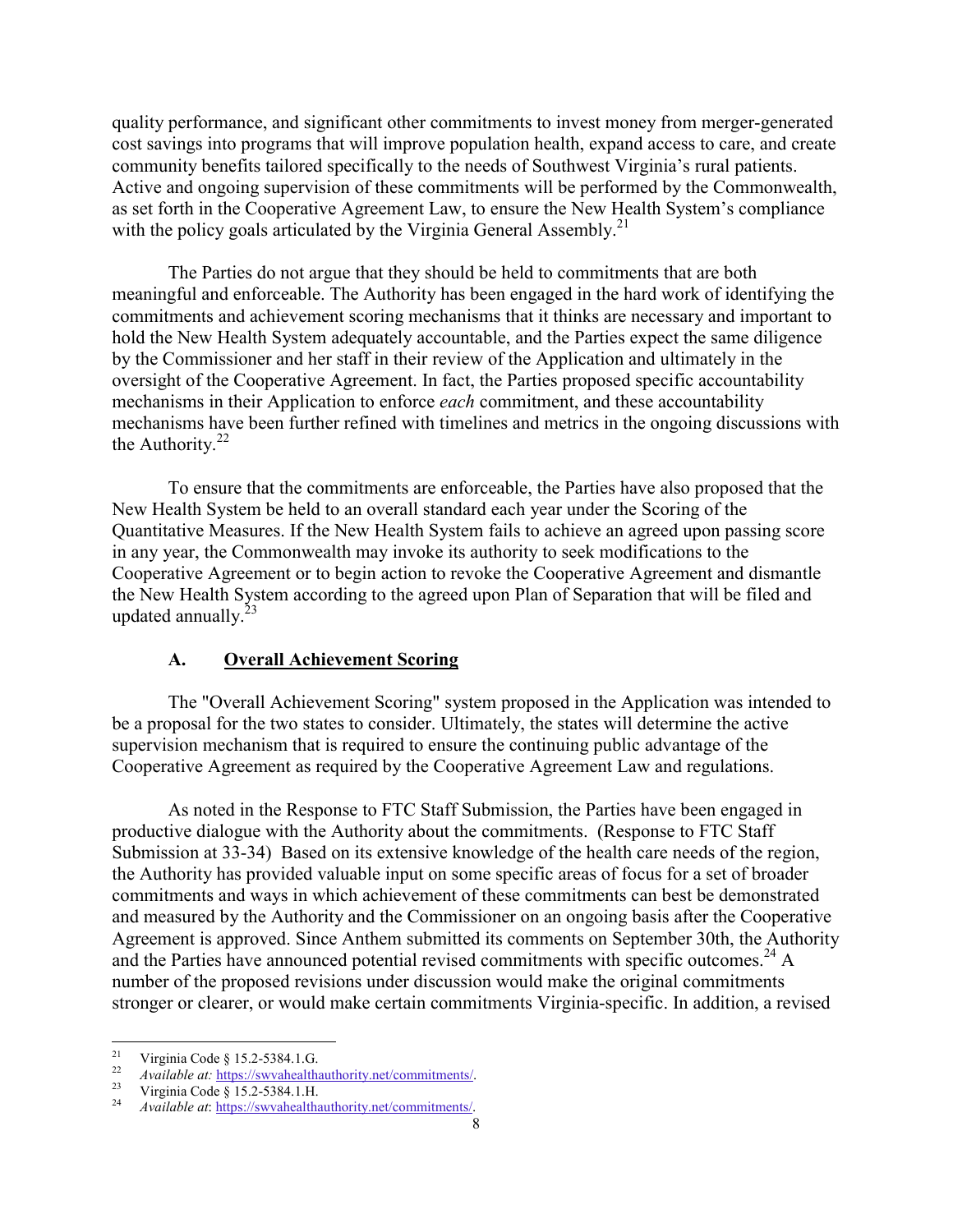quality performance, and significant other commitments to invest money from merger-generated cost savings into programs that will improve population health, expand access to care, and create community benefits tailored specifically to the needs of Southwest Virginia's rural patients. Active and ongoing supervision of these commitments will be performed by the Commonwealth, as set forth in the Cooperative Agreement Law, to ensure the New Health System's compliance with the policy goals articulated by the Virginia General Assembly.[21]

The Parties do not argue that they should be held to commitments that are both meaningful and enforceable. The Authority has been engaged in the hard work of identifying the commitments and achievement scoring mechanisms that it thinks are necessary and important to hold the New Health System adequately accountable, and the Parties expect the same diligence by the Commissioner and her staff in their review of the Application and ultimately in the oversight of the Cooperative Agreement. In fact, the Parties proposed specific accountability mechanisms in their Application to enforce *each* commitment, and these accountability mechanisms have been further refined with timelines and metrics in the ongoing discussions with the Authority.[22]

To ensure that the commitments are enforceable, the Parties have also proposed that the New Health System be held to an overall standard each year under the Scoring of the Quantitative Measures. If the New Health System fails to achieve an agreed upon passing score in any year, the Commonwealth may invoke its authority to seek modifications to the Cooperative Agreement or to begin action to revoke the Cooperative Agreement and dismantle the New Health System according to the agreed upon Plan of Separation that will be filed and updated annually.[23]

### A. <u>Overall Achievement Scoring</u>

The "Overall Achievement Scoring" system proposed in the Application was intended to be a proposal for the two states to consider. Ultimately, the states will determine the active supervision mechanism that is required to ensure the continuing public advantage of the Cooperative Agreement as required by the Cooperative Agreement Law and regulations.

As noted in the Response to FTC Staff Submission, the Parties have been engaged in productive dialogue with the Authority about the commitments. (Response to FTC Staff Submission at 33-34) Based on its extensive knowledge of the health care needs of the region, the Authority has provided valuable input on some specific areas of focus for a set of broader commitments and ways in which achievement of these commitments can best be demonstrated and measured by the Authority and the Commissioner on an ongoing basis after the Cooperative Agreement is approved. Since Anthem submitted its comments on September 30th, the Authority and the Parties have announced potential revised commitments with specific outcomes.[24] A number of the proposed revisions under discussion would make the original commitments stronger or clearer, or would make certain commitments Virginia-specific. In addition, a revised

---

[21] Virginia Code § 15.2-5384.1.G.

[22] *Available at:* https://swvahealthauthority.net/commitments/.

[23] Virginia Code § 15.2-5384.1.H.

[24] *Available at*: https://swvahealthauthority.net/commitments/.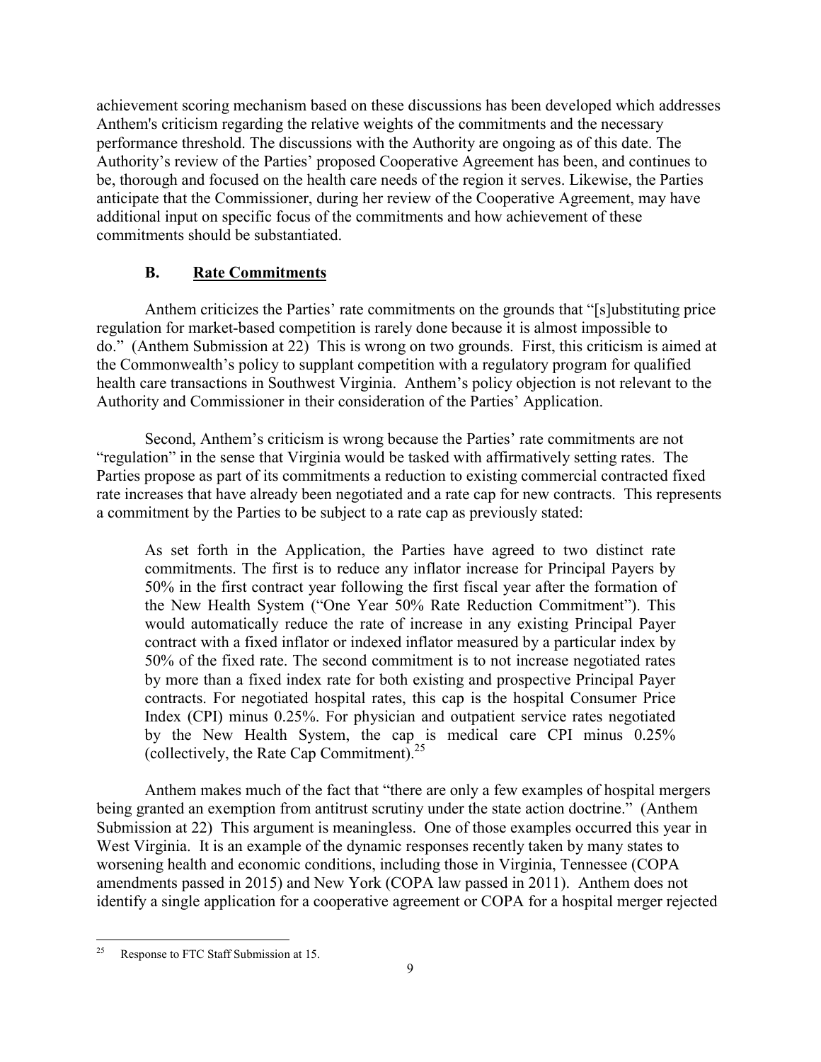achievement scoring mechanism based on these discussions has been developed which addresses Anthem's criticism regarding the relative weights of the commitments and the necessary performance threshold. The discussions with the Authority are ongoing as of this date. The Authority's review of the Parties' proposed Cooperative Agreement has been, and continues to be, thorough and focused on the health care needs of the region it serves. Likewise, the Parties anticipate that the Commissioner, during her review of the Cooperative Agreement, may have additional input on specific focus of the commitments and how achievement of these commitments should be substantiated.

### B. Rate Commitments

Anthem criticizes the Parties' rate commitments on the grounds that "[s]ubstituting price regulation for market-based competition is rarely done because it is almost impossible to do." (Anthem Submission at 22) This is wrong on two grounds. First, this criticism is aimed at the Commonwealth's policy to supplant competition with a regulatory program for qualified health care transactions in Southwest Virginia. Anthem's policy objection is not relevant to the Authority and Commissioner in their consideration of the Parties' Application.

Second, Anthem's criticism is wrong because the Parties' rate commitments are not "regulation" in the sense that Virginia would be tasked with affirmatively setting rates. The Parties propose as part of its commitments a reduction to existing commercial contracted fixed rate increases that have already been negotiated and a rate cap for new contracts. This represents a commitment by the Parties to be subject to a rate cap as previously stated:

> As set forth in the Application, the Parties have agreed to two distinct rate commitments. The first is to reduce any inflator increase for Principal Payers by 50% in the first contract year following the first fiscal year after the formation of the New Health System ("One Year 50% Rate Reduction Commitment"). This would automatically reduce the rate of increase in any existing Principal Payer contract with a fixed inflator or indexed inflator measured by a particular index by 50% of the fixed rate. The second commitment is to not increase negotiated rates by more than a fixed index rate for both existing and prospective Principal Payer contracts. For negotiated hospital rates, this cap is the hospital Consumer Price Index (CPI) minus 0.25%. For physician and outpatient service rates negotiated by the New Health System, the cap is medical care CPI minus 0.25% (collectively, the Rate Cap Commitment).[25]

Anthem makes much of the fact that "there are only a few examples of hospital mergers being granted an exemption from antitrust scrutiny under the state action doctrine." (Anthem Submission at 22) This argument is meaningless. One of those examples occurred this year in West Virginia. It is an example of the dynamic responses recently taken by many states to worsening health and economic conditions, including those in Virginia, Tennessee (COPA amendments passed in 2015) and New York (COPA law passed in 2011). Anthem does not identify a single application for a cooperative agreement or COPA for a hospital merger rejected

---

[25] Response to FTC Staff Submission at 15.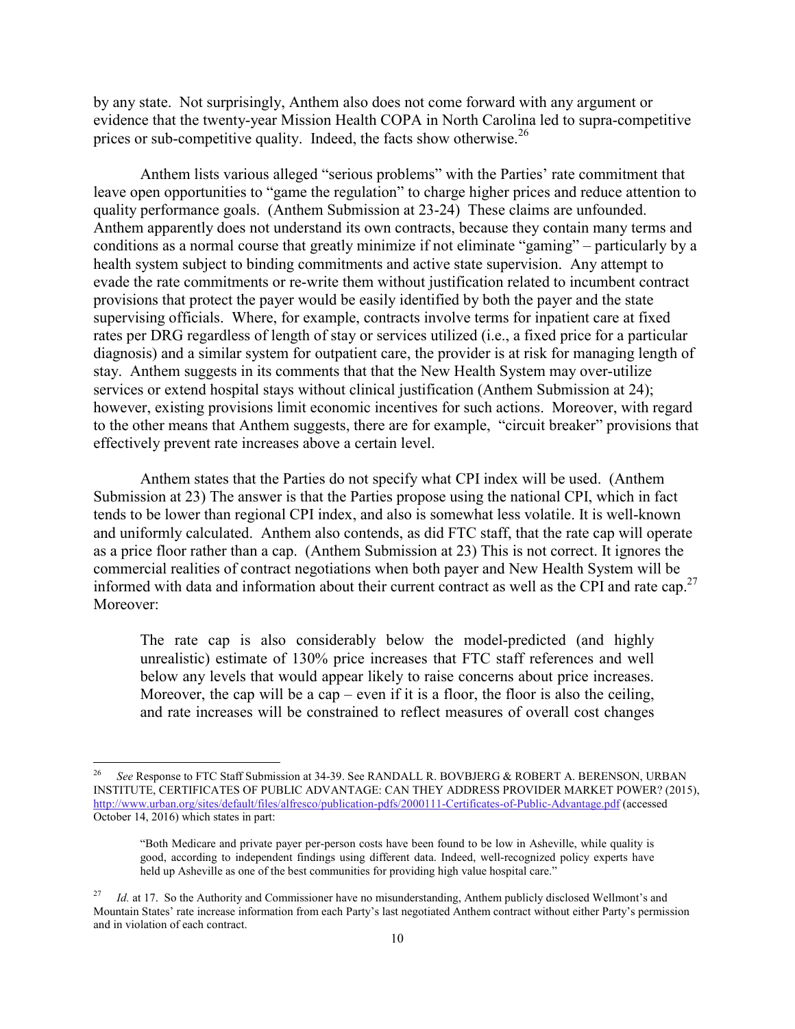by any state. Not surprisingly, Anthem also does not come forward with any argument or evidence that the twenty-year Mission Health COPA in North Carolina led to supra-competitive prices or sub-competitive quality. Indeed, the facts show otherwise.[26]

Anthem lists various alleged "serious problems" with the Parties' rate commitment that leave open opportunities to "game the regulation" to charge higher prices and reduce attention to quality performance goals. (Anthem Submission at 23-24) These claims are unfounded. Anthem apparently does not understand its own contracts, because they contain many terms and conditions as a normal course that greatly minimize if not eliminate "gaming" – particularly by a health system subject to binding commitments and active state supervision. Any attempt to evade the rate commitments or re-write them without justification related to incumbent contract provisions that protect the payer would be easily identified by both the payer and the state supervising officials. Where, for example, contracts involve terms for inpatient care at fixed rates per DRG regardless of length of stay or services utilized (i.e., a fixed price for a particular diagnosis) and a similar system for outpatient care, the provider is at risk for managing length of stay. Anthem suggests in its comments that that the New Health System may over-utilize services or extend hospital stays without clinical justification (Anthem Submission at 24); however, existing provisions limit economic incentives for such actions. Moreover, with regard to the other means that Anthem suggests, there are for example, "circuit breaker" provisions that effectively prevent rate increases above a certain level.

Anthem states that the Parties do not specify what CPI index will be used. (Anthem Submission at 23) The answer is that the Parties propose using the national CPI, which in fact tends to be lower than regional CPI index, and also is somewhat less volatile. It is well-known and uniformly calculated. Anthem also contends, as did FTC staff, that the rate cap will operate as a price floor rather than a cap. (Anthem Submission at 23) This is not correct. It ignores the commercial realities of contract negotiations when both payer and New Health System will be informed with data and information about their current contract as well as the CPI and rate cap.[27] Moreover:

> The rate cap is also considerably below the model-predicted (and highly unrealistic) estimate of 130% price increases that FTC staff references and well below any levels that would appear likely to raise concerns about price increases. Moreover, the cap will be a cap – even if it is a floor, the floor is also the ceiling, and rate increases will be constrained to reflect measures of overall cost changes

---

[26] *See* Response to FTC Staff Submission at 34-39. See RANDALL R. BOVBJERG & ROBERT A. BERENSON, URBAN INSTITUTE, CERTIFICATES OF PUBLIC ADVANTAGE: CAN THEY ADDRESS PROVIDER MARKET POWER? (2015), http://www.urban.org/sites/default/files/alfresco/publication-pdfs/2000111-Certificates-of-Public-Advantage.pdf (accessed October 14, 2016) which states in part:

> "Both Medicare and private payer per-person costs have been found to be low in Asheville, while quality is good, according to independent findings using different data. Indeed, well-recognized policy experts have held up Asheville as one of the best communities for providing high value hospital care."

[27] *Id.* at 17. So the Authority and Commissioner have no misunderstanding, Anthem publicly disclosed Wellmont's and Mountain States' rate increase information from each Party's last negotiated Anthem contract without either Party's permission and in violation of each contract.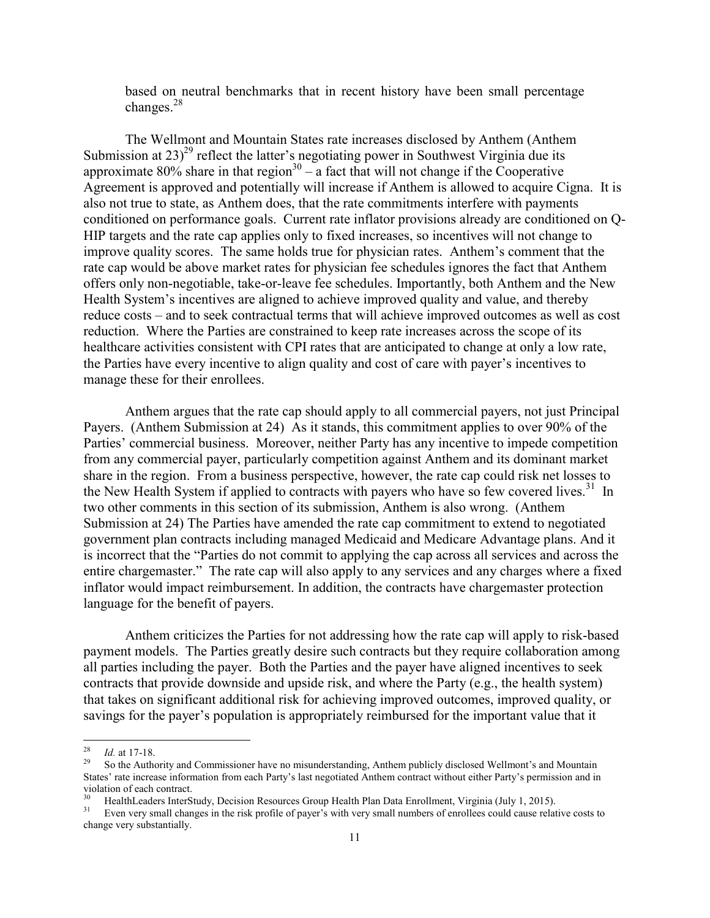based on neutral benchmarks that in recent history have been small percentage changes.[28]

The Wellmont and Mountain States rate increases disclosed by Anthem (Anthem Submission at 23)[29] reflect the latter's negotiating power in Southwest Virginia due its approximate 80% share in that region[30] – a fact that will not change if the Cooperative Agreement is approved and potentially will increase if Anthem is allowed to acquire Cigna. It is also not true to state, as Anthem does, that the rate commitments interfere with payments conditioned on performance goals. Current rate inflator provisions already are conditioned on Q-HIP targets and the rate cap applies only to fixed increases, so incentives will not change to improve quality scores. The same holds true for physician rates. Anthem's comment that the rate cap would be above market rates for physician fee schedules ignores the fact that Anthem offers only non-negotiable, take-or-leave fee schedules. Importantly, both Anthem and the New Health System's incentives are aligned to achieve improved quality and value, and thereby reduce costs – and to seek contractual terms that will achieve improved outcomes as well as cost reduction. Where the Parties are constrained to keep rate increases across the scope of its healthcare activities consistent with CPI rates that are anticipated to change at only a low rate, the Parties have every incentive to align quality and cost of care with payer's incentives to manage these for their enrollees.

Anthem argues that the rate cap should apply to all commercial payers, not just Principal Payers. (Anthem Submission at 24) As it stands, this commitment applies to over 90% of the Parties' commercial business. Moreover, neither Party has any incentive to impede competition from any commercial payer, particularly competition against Anthem and its dominant market share in the region. From a business perspective, however, the rate cap could risk net losses to the New Health System if applied to contracts with payers who have so few covered lives.[31] In two other comments in this section of its submission, Anthem is also wrong. (Anthem Submission at 24) The Parties have amended the rate cap commitment to extend to negotiated government plan contracts including managed Medicaid and Medicare Advantage plans. And it is incorrect that the "Parties do not commit to applying the cap across all services and across the entire chargemaster." The rate cap will also apply to any services and any charges where a fixed inflator would impact reimbursement. In addition, the contracts have chargemaster protection language for the benefit of payers.

Anthem criticizes the Parties for not addressing how the rate cap will apply to risk-based payment models. The Parties greatly desire such contracts but they require collaboration among all parties including the payer. Both the Parties and the payer have aligned incentives to seek contracts that provide downside and upside risk, and where the Party (e.g., the health system) that takes on significant additional risk for achieving improved outcomes, improved quality, or savings for the payer's population is appropriately reimbursed for the important value that it

---

[28] *Id.* at 17-18.

[29] So the Authority and Commissioner have no misunderstanding, Anthem publicly disclosed Wellmont's and Mountain States' rate increase information from each Party's last negotiated Anthem contract without either Party's permission and in violation of each contract.

[30] HealthLeaders InterStudy, Decision Resources Group Health Plan Data Enrollment, Virginia (July 1, 2015).

[31] Even very small changes in the risk profile of payer's with very small numbers of enrollees could cause relative costs to change very substantially.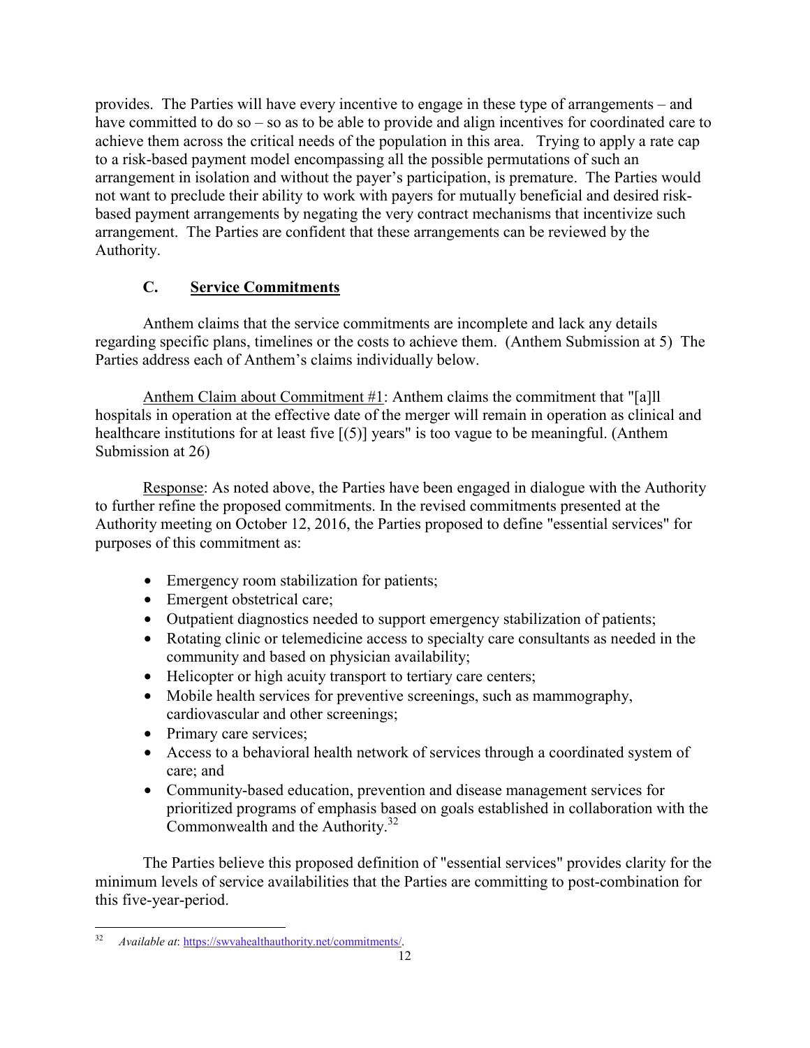provides. The Parties will have every incentive to engage in these type of arrangements – and have committed to do so – so as to be able to provide and align incentives for coordinated care to achieve them across the critical needs of the population in this area. Trying to apply a rate cap to a risk-based payment model encompassing all the possible permutations of such an arrangement in isolation and without the payer's participation, is premature. The Parties would not want to preclude their ability to work with payers for mutually beneficial and desired risk-based payment arrangements by negating the very contract mechanisms that incentivize such arrangement. The Parties are confident that these arrangements can be reviewed by the Authority.

### C. Service Commitments

Anthem claims that the service commitments are incomplete and lack any details regarding specific plans, timelines or the costs to achieve them. (Anthem Submission at 5) The Parties address each of Anthem's claims individually below.

Anthem Claim about Commitment #1: Anthem claims the commitment that "[a]ll hospitals in operation at the effective date of the merger will remain in operation as clinical and healthcare institutions for at least five [(5)] years" is too vague to be meaningful. (Anthem Submission at 26)

Response: As noted above, the Parties have been engaged in dialogue with the Authority to further refine the proposed commitments. In the revised commitments presented at the Authority meeting on October 12, 2016, the Parties proposed to define "essential services" for purposes of this commitment as:

- Emergency room stabilization for patients;
- Emergent obstetrical care;
- Outpatient diagnostics needed to support emergency stabilization of patients;
- Rotating clinic or telemedicine access to specialty care consultants as needed in the community and based on physician availability;
- Helicopter or high acuity transport to tertiary care centers;
- Mobile health services for preventive screenings, such as mammography, cardiovascular and other screenings;
- Primary care services;
- Access to a behavioral health network of services through a coordinated system of care; and
- Community-based education, prevention and disease management services for prioritized programs of emphasis based on goals established in collaboration with the Commonwealth and the Authority.[32]

The Parties believe this proposed definition of "essential services" provides clarity for the minimum levels of service availabilities that the Parties are committing to post-combination for this five-year-period.

[32] *Available at*: https://swvahealthauthority.net/commitments/.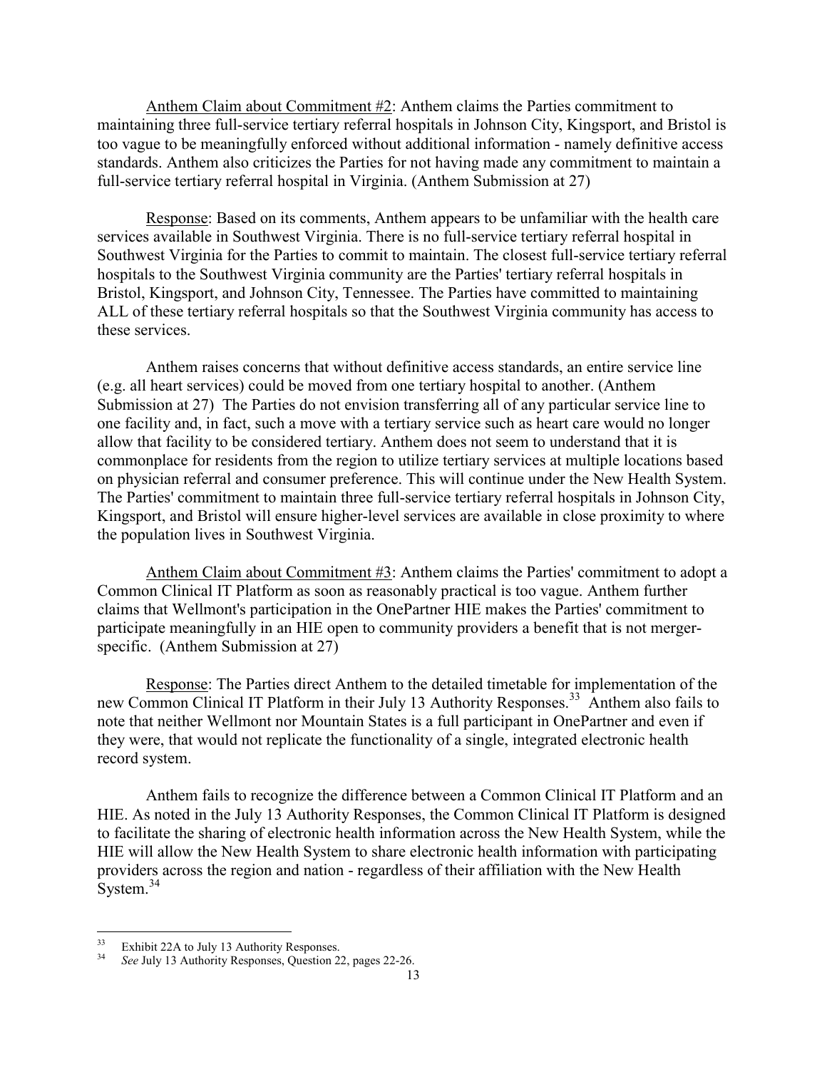Anthem Claim about Commitment #2: Anthem claims the Parties commitment to maintaining three full-service tertiary referral hospitals in Johnson City, Kingsport, and Bristol is too vague to be meaningfully enforced without additional information - namely definitive access standards. Anthem also criticizes the Parties for not having made any commitment to maintain a full-service tertiary referral hospital in Virginia. (Anthem Submission at 27)

Response: Based on its comments, Anthem appears to be unfamiliar with the health care services available in Southwest Virginia. There is no full-service tertiary referral hospital in Southwest Virginia for the Parties to commit to maintain. The closest full-service tertiary referral hospitals to the Southwest Virginia community are the Parties' tertiary referral hospitals in Bristol, Kingsport, and Johnson City, Tennessee. The Parties have committed to maintaining ALL of these tertiary referral hospitals so that the Southwest Virginia community has access to these services.

Anthem raises concerns that without definitive access standards, an entire service line (e.g. all heart services) could be moved from one tertiary hospital to another. (Anthem Submission at 27) The Parties do not envision transferring all of any particular service line to one facility and, in fact, such a move with a tertiary service such as heart care would no longer allow that facility to be considered tertiary. Anthem does not seem to understand that it is commonplace for residents from the region to utilize tertiary services at multiple locations based on physician referral and consumer preference. This will continue under the New Health System. The Parties' commitment to maintain three full-service tertiary referral hospitals in Johnson City, Kingsport, and Bristol will ensure higher-level services are available in close proximity to where the population lives in Southwest Virginia.

Anthem Claim about Commitment #3: Anthem claims the Parties' commitment to adopt a Common Clinical IT Platform as soon as reasonably practical is too vague. Anthem further claims that Wellmont's participation in the OnePartner HIE makes the Parties' commitment to participate meaningfully in an HIE open to community providers a benefit that is not merger-specific. (Anthem Submission at 27)

Response: The Parties direct Anthem to the detailed timetable for implementation of the new Common Clinical IT Platform in their July 13 Authority Responses.[33] Anthem also fails to note that neither Wellmont nor Mountain States is a full participant in OnePartner and even if they were, that would not replicate the functionality of a single, integrated electronic health record system.

Anthem fails to recognize the difference between a Common Clinical IT Platform and an HIE. As noted in the July 13 Authority Responses, the Common Clinical IT Platform is designed to facilitate the sharing of electronic health information across the New Health System, while the HIE will allow the New Health System to share electronic health information with participating providers across the region and nation - regardless of their affiliation with the New Health System.[34]

---

[33] Exhibit 22A to July 13 Authority Responses.

[34] *See* July 13 Authority Responses, Question 22, pages 22-26.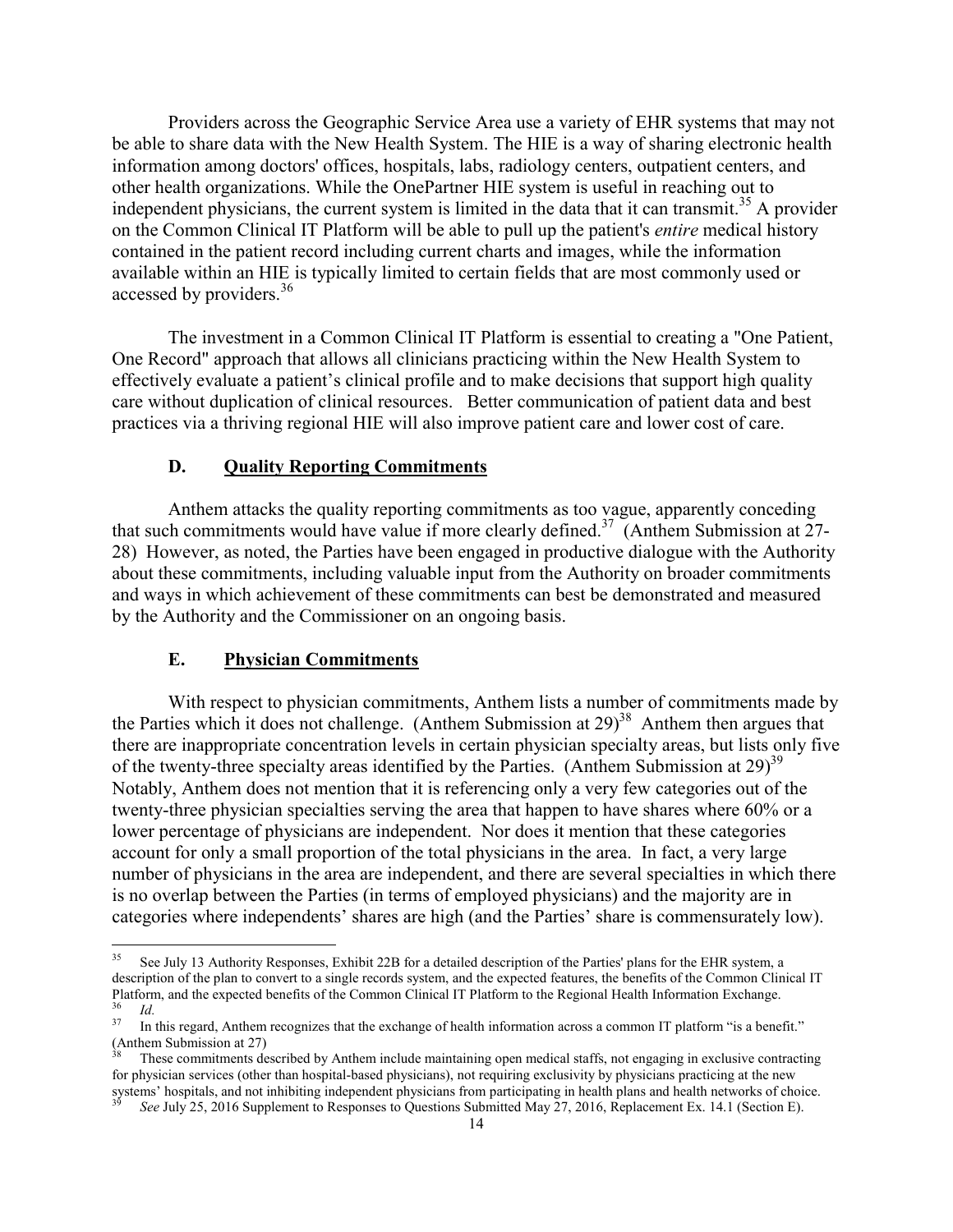Providers across the Geographic Service Area use a variety of EHR systems that may not be able to share data with the New Health System. The HIE is a way of sharing electronic health information among doctors' offices, hospitals, labs, radiology centers, outpatient centers, and other health organizations. While the OnePartner HIE system is useful in reaching out to independent physicians, the current system is limited in the data that it can transmit.[35] A provider on the Common Clinical IT Platform will be able to pull up the patient's *entire* medical history contained in the patient record including current charts and images, while the information available within an HIE is typically limited to certain fields that are most commonly used or accessed by providers.[36]

The investment in a Common Clinical IT Platform is essential to creating a "One Patient, One Record" approach that allows all clinicians practicing within the New Health System to effectively evaluate a patient's clinical profile and to make decisions that support high quality care without duplication of clinical resources. Better communication of patient data and best practices via a thriving regional HIE will also improve patient care and lower cost of care.

### D. Quality Reporting Commitments

Anthem attacks the quality reporting commitments as too vague, apparently conceding that such commitments would have value if more clearly defined.[37] (Anthem Submission at 27-28) However, as noted, the Parties have been engaged in productive dialogue with the Authority about these commitments, including valuable input from the Authority on broader commitments and ways in which achievement of these commitments can best be demonstrated and measured by the Authority and the Commissioner on an ongoing basis.

### E. Physician Commitments

With respect to physician commitments, Anthem lists a number of commitments made by the Parties which it does not challenge. (Anthem Submission at 29)[38] Anthem then argues that there are inappropriate concentration levels in certain physician specialty areas, but lists only five of the twenty-three specialty areas identified by the Parties. (Anthem Submission at 29)[39] Notably, Anthem does not mention that it is referencing only a very few categories out of the twenty-three physician specialties serving the area that happen to have shares where 60% or a lower percentage of physicians are independent. Nor does it mention that these categories account for only a small proportion of the total physicians in the area. In fact, a very large number of physicians in the area are independent, and there are several specialties in which there is no overlap between the Parties (in terms of employed physicians) and the majority are in categories where independents' shares are high (and the Parties' share is commensurately low).

---

[35] See July 13 Authority Responses, Exhibit 22B for a detailed description of the Parties' plans for the EHR system, a description of the plan to convert to a single records system, and the expected features, the benefits of the Common Clinical IT Platform, and the expected benefits of the Common Clinical IT Platform to the Regional Health Information Exchange.

[36] *Id.*

[37] In this regard, Anthem recognizes that the exchange of health information across a common IT platform "is a benefit." (Anthem Submission at 27)

[38] These commitments described by Anthem include maintaining open medical staffs, not engaging in exclusive contracting for physician services (other than hospital-based physicians), not requiring exclusivity by physicians practicing at the new systems' hospitals, and not inhibiting independent physicians from participating in health plans and health networks of choice.

[39] *See* July 25, 2016 Supplement to Responses to Questions Submitted May 27, 2016, Replacement Ex. 14.1 (Section E).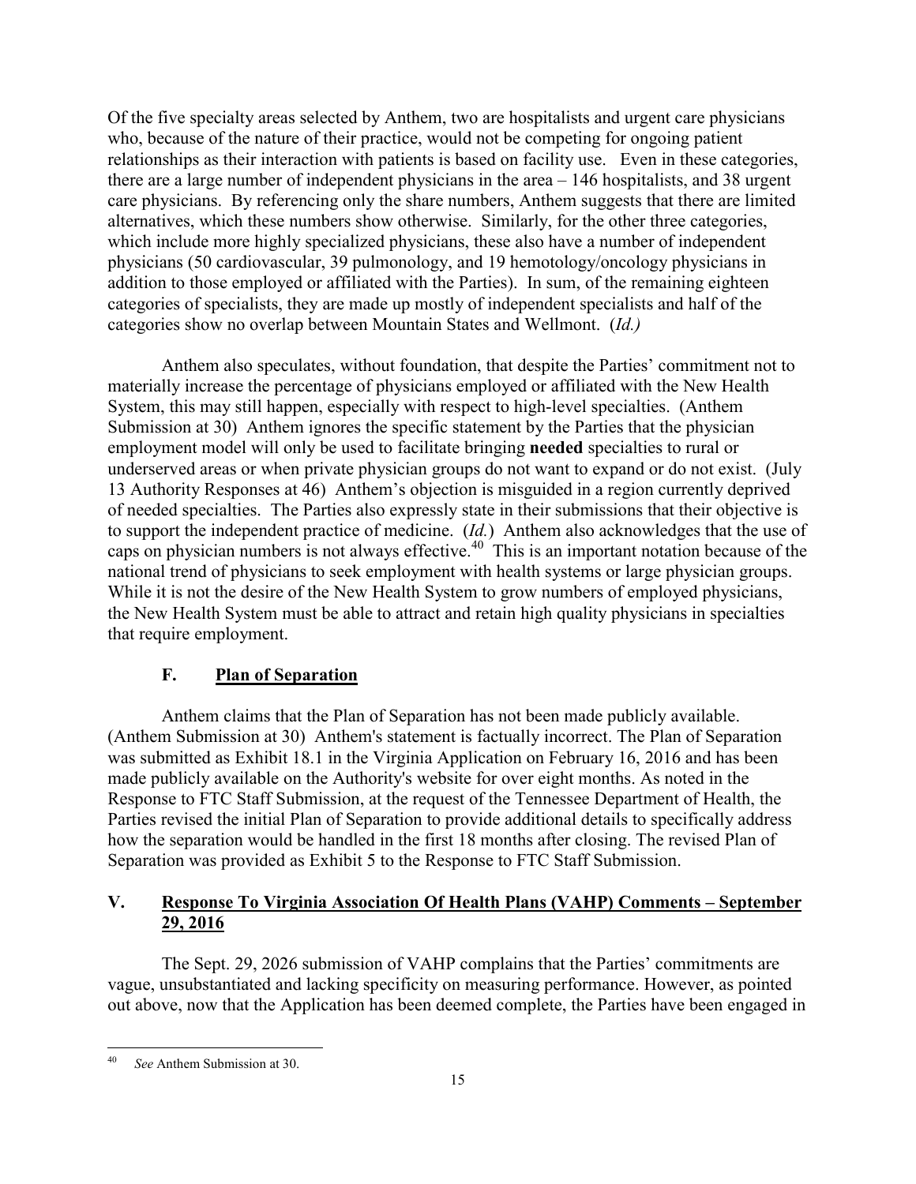Of the five specialty areas selected by Anthem, two are hospitalists and urgent care physicians who, because of the nature of their practice, would not be competing for ongoing patient relationships as their interaction with patients is based on facility use. Even in these categories, there are a large number of independent physicians in the area – 146 hospitalists, and 38 urgent care physicians. By referencing only the share numbers, Anthem suggests that there are limited alternatives, which these numbers show otherwise. Similarly, for the other three categories, which include more highly specialized physicians, these also have a number of independent physicians (50 cardiovascular, 39 pulmonology, and 19 hemotology/oncology physicians in addition to those employed or affiliated with the Parties). In sum, of the remaining eighteen categories of specialists, they are made up mostly of independent specialists and half of the categories show no overlap between Mountain States and Wellmont. (*Id.)*

Anthem also speculates, without foundation, that despite the Parties' commitment not to materially increase the percentage of physicians employed or affiliated with the New Health System, this may still happen, especially with respect to high-level specialties. (Anthem Submission at 30) Anthem ignores the specific statement by the Parties that the physician employment model will only be used to facilitate bringing **needed** specialties to rural or underserved areas or when private physician groups do not want to expand or do not exist. (July 13 Authority Responses at 46) Anthem's objection is misguided in a region currently deprived of needed specialties. The Parties also expressly state in their submissions that their objective is to support the independent practice of medicine. (*Id.*) Anthem also acknowledges that the use of caps on physician numbers is not always effective.[40] This is an important notation because of the national trend of physicians to seek employment with health systems or large physician groups. While it is not the desire of the New Health System to grow numbers of employed physicians, the New Health System must be able to attract and retain high quality physicians in specialties that require employment.

### F. <u>Plan of Separation</u>

Anthem claims that the Plan of Separation has not been made publicly available. (Anthem Submission at 30) Anthem's statement is factually incorrect. The Plan of Separation was submitted as Exhibit 18.1 in the Virginia Application on February 16, 2016 and has been made publicly available on the Authority's website for over eight months. As noted in the Response to FTC Staff Submission, at the request of the Tennessee Department of Health, the Parties revised the initial Plan of Separation to provide additional details to specifically address how the separation would be handled in the first 18 months after closing. The revised Plan of Separation was provided as Exhibit 5 to the Response to FTC Staff Submission.

## V. <u>Response To Virginia Association Of Health Plans (VAHP) Comments – September 29, 2016</u>

The Sept. 29, 2026 submission of VAHP complains that the Parties' commitments are vague, unsubstantiated and lacking specificity on measuring performance. However, as pointed out above, now that the Application has been deemed complete, the Parties have been engaged in

---

[40] *See* Anthem Submission at 30.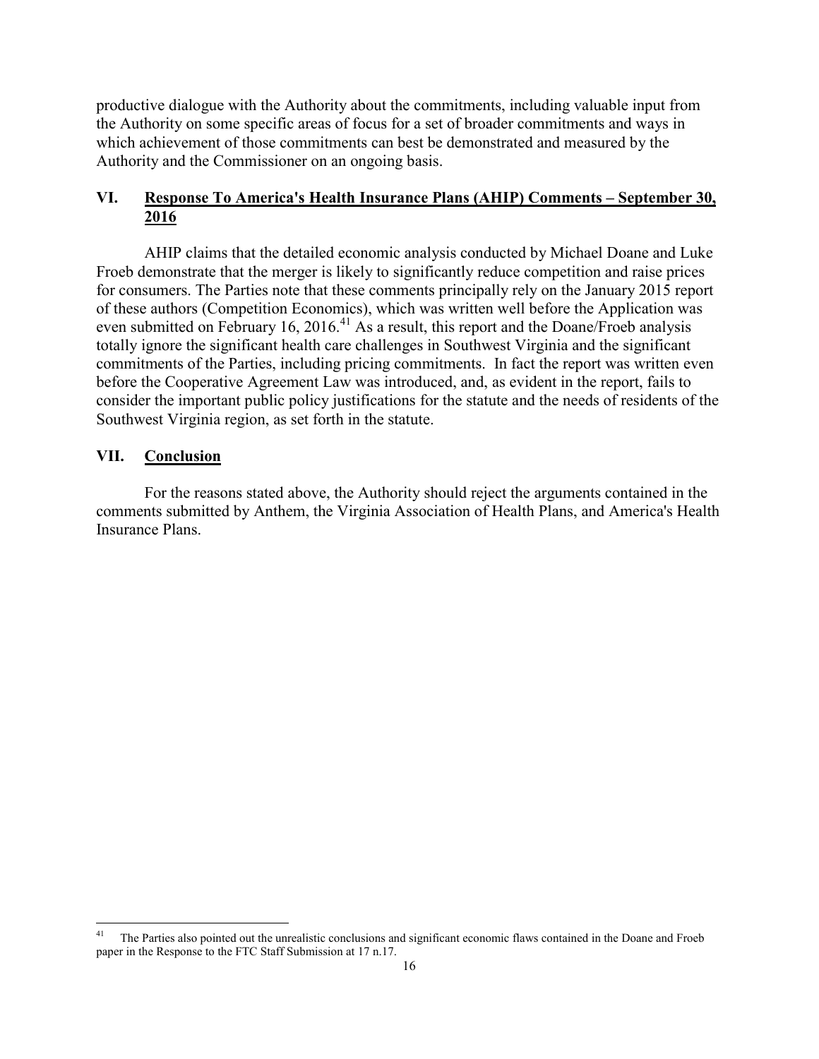productive dialogue with the Authority about the commitments, including valuable input from the Authority on some specific areas of focus for a set of broader commitments and ways in which achievement of those commitments can best be demonstrated and measured by the Authority and the Commissioner on an ongoing basis.

## VI. Response To America's Health Insurance Plans (AHIP) Comments – September 30, 2016

AHIP claims that the detailed economic analysis conducted by Michael Doane and Luke Froeb demonstrate that the merger is likely to significantly reduce competition and raise prices for consumers. The Parties note that these comments principally rely on the January 2015 report of these authors (Competition Economics), which was written well before the Application was even submitted on February 16, 2016.[41] As a result, this report and the Doane/Froeb analysis totally ignore the significant health care challenges in Southwest Virginia and the significant commitments of the Parties, including pricing commitments. In fact the report was written even before the Cooperative Agreement Law was introduced, and, as evident in the report, fails to consider the important public policy justifications for the statute and the needs of residents of the Southwest Virginia region, as set forth in the statute.

## VII. Conclusion

For the reasons stated above, the Authority should reject the arguments contained in the comments submitted by Anthem, the Virginia Association of Health Plans, and America's Health Insurance Plans.

---

[41] The Parties also pointed out the unrealistic conclusions and significant economic flaws contained in the Doane and Froeb paper in the Response to the FTC Staff Submission at 17 n.17.